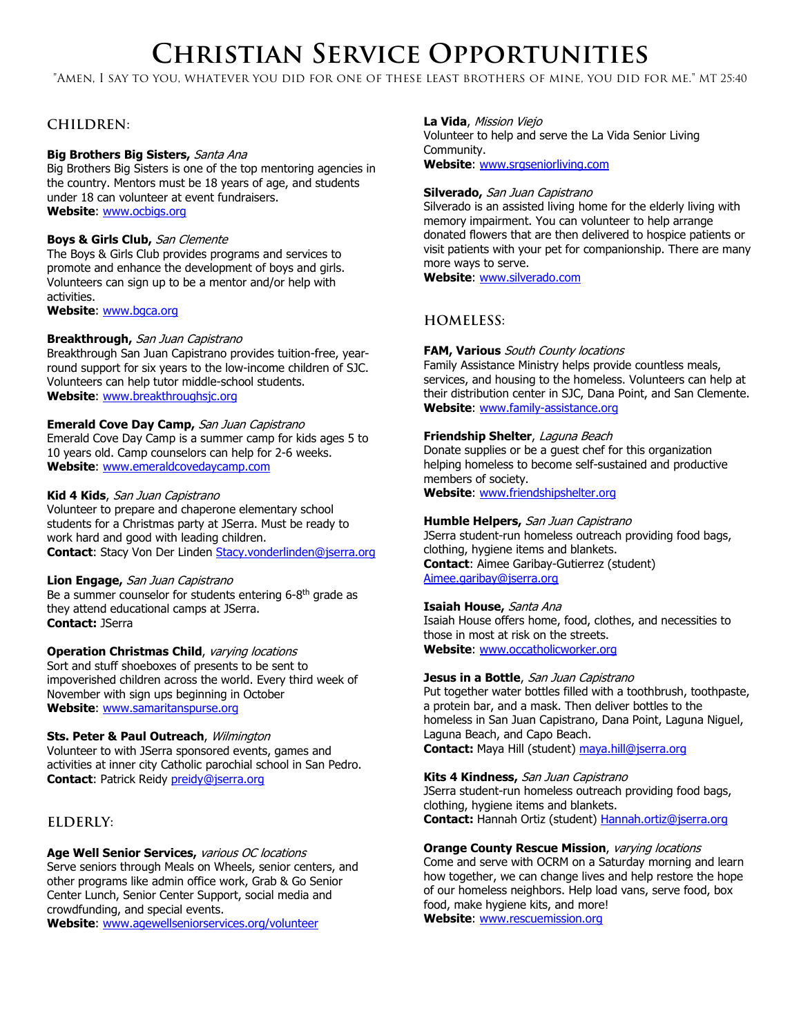# Christian Service Opportunities

"Amen, I say to you, whatever you did for one of these least brothers of mine, you did for me." Mt 25:40

## CHILDREN:

**Big Brothers Big Sisters,** *Santa Ana*
Big Brothers Big Sisters is one of the top mentoring agencies in the country. Mentors must be 18 years of age, and students under 18 can volunteer at event fundraisers.
**Website**: www.ocbigs.org

**Boys & Girls Club,** *San Clemente*
The Boys & Girls Club provides programs and services to promote and enhance the development of boys and girls. Volunteers can sign up to be a mentor and/or help with activities.
**Website**: www.bgca.org

**Breakthrough,** *San Juan Capistrano*
Breakthrough San Juan Capistrano provides tuition-free, year-round support for six years to the low-income children of SJC. Volunteers can help tutor middle-school students.
**Website**: www.breakthroughsjc.org

**Emerald Cove Day Camp,** *San Juan Capistrano*
Emerald Cove Day Camp is a summer camp for kids ages 5 to 10 years old. Camp counselors can help for 2-6 weeks.
**Website**: www.emeraldcovedaycamp.com

**Kid 4 Kids**, *San Juan Capistrano*
Volunteer to prepare and chaperone elementary school students for a Christmas party at JSerra. Must be ready to work hard and good with leading children.
**Contact**: Stacy Von Der Linden Stacy.vonderlinden@jserra.org

**Lion Engage,** *San Juan Capistrano*
Be a summer counselor for students entering 6-8th grade as they attend educational camps at JSerra.
**Contact:** JSerra

**Operation Christmas Child**, *varying locations*
Sort and stuff shoeboxes of presents to be sent to impoverished children across the world. Every third week of November with sign ups beginning in October
**Website**: www.samaritanspurse.org

**Sts. Peter & Paul Outreach**, *Wilmington*
Volunteer to with JSerra sponsored events, games and activities at inner city Catholic parochial school in San Pedro.
**Contact**: Patrick Reidy preidy@jserra.org

## ELDERLY:

**Age Well Senior Services,** *various OC locations*
Serve seniors through Meals on Wheels, senior centers, and other programs like admin office work, Grab & Go Senior Center Lunch, Senior Center Support, social media and crowdfunding, and special events.
**Website**: www.agewellseniorservices.org/volunteer

**La Vida**, *Mission Viejo*
Volunteer to help and serve the La Vida Senior Living Community.
**Website**: www.srgseniorliving.com

**Silverado,** *San Juan Capistrano*
Silverado is an assisted living home for the elderly living with memory impairment. You can volunteer to help arrange donated flowers that are then delivered to hospice patients or visit patients with your pet for companionship. There are many more ways to serve.
**Website**: www.silverado.com

## HOMELESS:

**FAM, Various** *South County locations*
Family Assistance Ministry helps provide countless meals, services, and housing to the homeless. Volunteers can help at their distribution center in SJC, Dana Point, and San Clemente.
**Website**: www.family-assistance.org

**Friendship Shelter**, *Laguna Beach*
Donate supplies or be a guest chef for this organization helping homeless to become self-sustained and productive members of society.
**Website**: www.friendshipshelter.org

**Humble Helpers,** *San Juan Capistrano*
JSerra student-run homeless outreach providing food bags, clothing, hygiene items and blankets.
**Contact**: Aimee Garibay-Gutierrez (student) Aimee.garibay@jserra.org

**Isaiah House,** *Santa Ana*
Isaiah House offers home, food, clothes, and necessities to those in most at risk on the streets.
**Website**: www.occatholicworker.org

**Jesus in a Bottle**, *San Juan Capistrano*
Put together water bottles filled with a toothbrush, toothpaste, a protein bar, and a mask. Then deliver bottles to the homeless in San Juan Capistrano, Dana Point, Laguna Niguel, Laguna Beach, and Capo Beach.
**Contact:** Maya Hill (student) maya.hill@jserra.org

**Kits 4 Kindness,** *San Juan Capistrano*
JSerra student-run homeless outreach providing food bags, clothing, hygiene items and blankets.
**Contact:** Hannah Ortiz (student) Hannah.ortiz@jserra.org

**Orange County Rescue Mission**, *varying locations*
Come and serve with OCRM on a Saturday morning and learn how together, we can change lives and help restore the hope of our homeless neighbors. Help load vans, serve food, box food, make hygiene kits, and more!
**Website**: www.rescuemission.org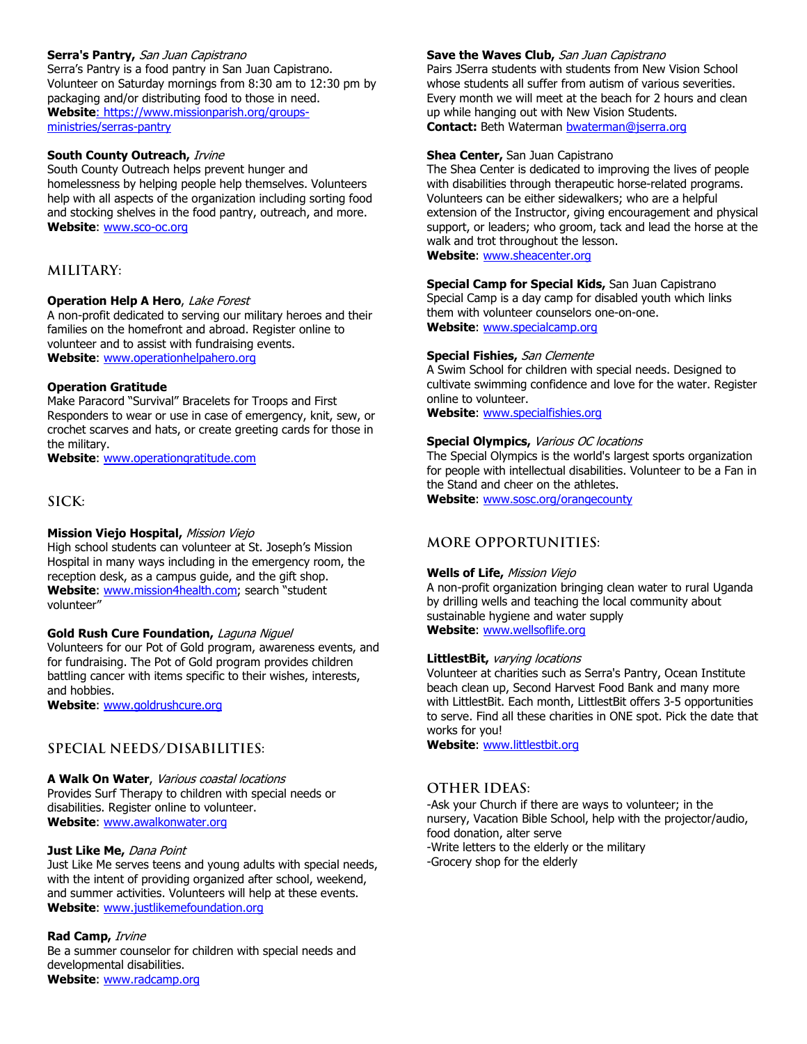**Serra's Pantry,** *San Juan Capistrano*
Serra's Pantry is a food pantry in San Juan Capistrano. Volunteer on Saturday mornings from 8:30 am to 12:30 pm by packaging and/or distributing food to those in need.
**Website**: https://www.missionparish.org/groups-ministries/serras-pantry

**South County Outreach,** *Irvine*
South County Outreach helps prevent hunger and homelessness by helping people help themselves. Volunteers help with all aspects of the organization including sorting food and stocking shelves in the food pantry, outreach, and more.
**Website**: www.sco-oc.org

## MILITARY:

**Operation Help A Hero**, *Lake Forest*
A non-profit dedicated to serving our military heroes and their families on the homefront and abroad. Register online to volunteer and to assist with fundraising events.
**Website**: www.operationhelpahero.org

**Operation Gratitude**
Make Paracord "Survival" Bracelets for Troops and First Responders to wear or use in case of emergency, knit, sew, or crochet scarves and hats, or create greeting cards for those in the military.
**Website**: www.operationgratitude.com

## SICK:

**Mission Viejo Hospital,** *Mission Viejo*
High school students can volunteer at St. Joseph's Mission Hospital in many ways including in the emergency room, the reception desk, as a campus guide, and the gift shop.
**Website**: www.mission4health.com; search "student volunteer"

**Gold Rush Cure Foundation,** *Laguna Niguel*
Volunteers for our Pot of Gold program, awareness events, and for fundraising. The Pot of Gold program provides children battling cancer with items specific to their wishes, interests, and hobbies.
**Website**: www.goldrushcure.org

## SPECIAL NEEDS/DISABILITIES:

**A Walk On Water**, *Various coastal locations*
Provides Surf Therapy to children with special needs or disabilities. Register online to volunteer.
**Website**: www.awalkonwater.org

**Just Like Me,** *Dana Point*
Just Like Me serves teens and young adults with special needs, with the intent of providing organized after school, weekend, and summer activities. Volunteers will help at these events.
**Website**: www.justlikemefoundation.org

**Rad Camp,** *Irvine*
Be a summer counselor for children with special needs and developmental disabilities.
**Website**: www.radcamp.org

**Save the Waves Club,** *San Juan Capistrano*
Pairs JSerra students with students from New Vision School whose students all suffer from autism of various severities. Every month we will meet at the beach for 2 hours and clean up while hanging out with New Vision Students.
**Contact:** Beth Waterman bwaterman@jserra.org

**Shea Center,** San Juan Capistrano
The Shea Center is dedicated to improving the lives of people with disabilities through therapeutic horse-related programs. Volunteers can be either sidewalkers; who are a helpful extension of the Instructor, giving encouragement and physical support, or leaders; who groom, tack and lead the horse at the walk and trot throughout the lesson.
**Website**: www.sheacenter.org

**Special Camp for Special Kids,** San Juan Capistrano
Special Camp is a day camp for disabled youth which links them with volunteer counselors one-on-one.
**Website**: www.specialcamp.org

**Special Fishies,** *San Clemente*
A Swim School for children with special needs. Designed to cultivate swimming confidence and love for the water. Register online to volunteer.
**Website**: www.specialfishies.org

**Special Olympics,** *Various OC locations*
The Special Olympics is the world's largest sports organization for people with intellectual disabilities. Volunteer to be a Fan in the Stand and cheer on the athletes.
**Website**: www.sosc.org/orangecounty

## MORE OPPORTUNITIES:

**Wells of Life,** *Mission Viejo*
A non-profit organization bringing clean water to rural Uganda by drilling wells and teaching the local community about sustainable hygiene and water supply
**Website**: www.wellsoflife.org

**LittlestBit,** *varying locations*
Volunteer at charities such as Serra's Pantry, Ocean Institute beach clean up, Second Harvest Food Bank and many more with LittlestBit. Each month, LittlestBit offers 3-5 opportunities to serve. Find all these charities in ONE spot. Pick the date that works for you!
**Website**: www.littlestbit.org

## OTHER IDEAS:

-Ask your Church if there are ways to volunteer; in the nursery, Vacation Bible School, help with the projector/audio, food donation, alter serve
-Write letters to the elderly or the military
-Grocery shop for the elderly